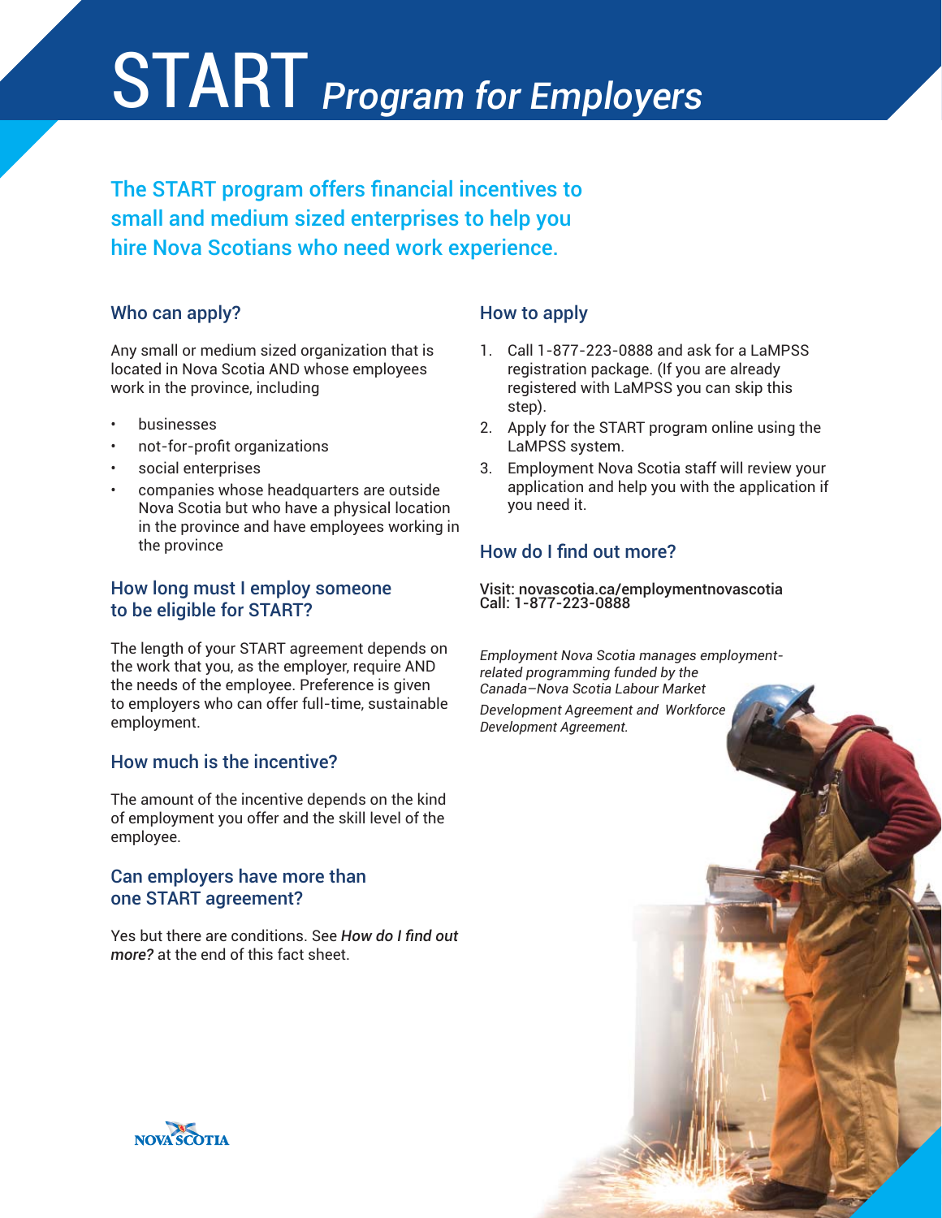# START *Program for Employers*

**The START program offers financial incentives to small and medium sized enterprises to help you hire Nova Scotians who need work experience.**

## Who can apply?

Any small or medium sized organization that is located in Nova Scotia AND whose employees work in the province, including

- businesses
- not-for-profit organizations
- social enterprises
- companies whose headquarters are outside Nova Scotia but who have a physical location in the province and have employees working in the province

## How long must I employ someone to be eligible for START?

The length of your START agreement depends on the work that you, as the employer, require AND the needs of the employee. Preference is given to employers who can offer full-time, sustainable employment.

## How much is the incentive?

The amount of the incentive depends on the kind of employment you offer and the skill level of the employee.

## Can employers have more than one START agreement?

Yes but there are conditions. See ***How do I find out more?*** at the end of this fact sheet.

## How to apply

1. Call 1-877-223-0888 and ask for a LaMPSS registration package. (If you are already registered with LaMPSS you can skip this step).
2. Apply for the START program online using the LaMPSS system.
3. Employment Nova Scotia staff will review your application and help you with the application if you need it.

## How do I find out more?

Visit: novascotia.ca/employmentnovascotia
Call: 1-877-223-0888

*Employment Nova Scotia manages employment-related programming funded by the Canada–Nova Scotia Labour Market Development Agreement and Workforce Development Agreement.*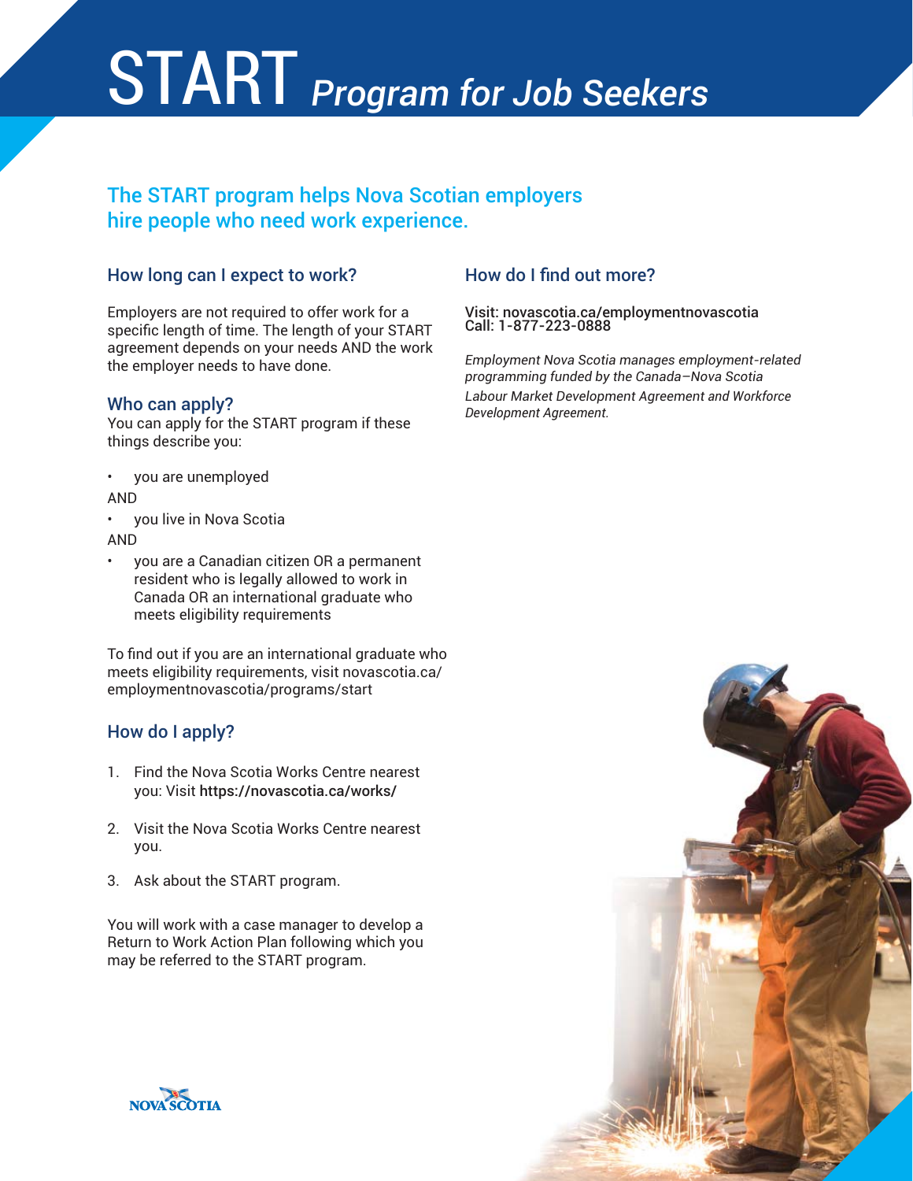# START *Program for Job Seekers*

## The START program helps Nova Scotian employers hire people who need work experience.

### How long can I expect to work?

Employers are not required to offer work for a specific length of time. The length of your START agreement depends on your needs AND the work the employer needs to have done.

### Who can apply?

You can apply for the START program if these things describe you:

- you are unemployed

AND

- you live in Nova Scotia

AND

- you are a Canadian citizen OR a permanent resident who is legally allowed to work in Canada OR an international graduate who meets eligibility requirements

To find out if you are an international graduate who meets eligibility requirements, visit novascotia.ca/employmentnovascotia/programs/start

### How do I apply?

1. Find the Nova Scotia Works Centre nearest you: Visit https://novascotia.ca/works/
2. Visit the Nova Scotia Works Centre nearest you.
3. Ask about the START program.

You will work with a case manager to develop a Return to Work Action Plan following which you may be referred to the START program.

### How do I find out more?

Visit: novascotia.ca/employmentnovascotia
Call: 1-877-223-0888

*Employment Nova Scotia manages employment-related programming funded by the Canada–Nova Scotia Labour Market Development Agreement and Workforce Development Agreement.*

NOVA SCOTIA